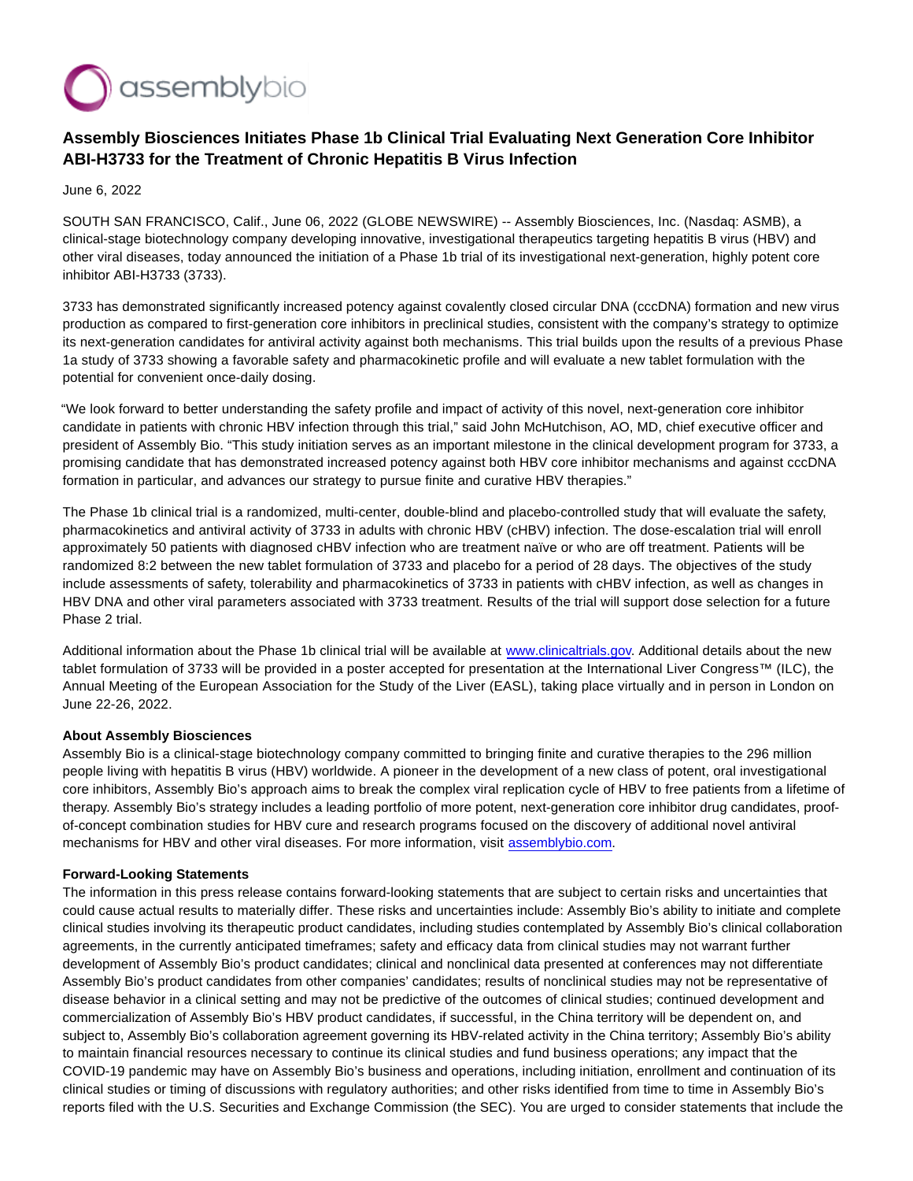# Assembly Biosciences Initiates Phase 1b Clinical Trial Evaluating Next Generation Core Inhibitor ABI-H3733 for the Treatment of Chronic Hepatitis B Virus Infection

June 6, 2022

SOUTH SAN FRANCISCO, Calif., June 06, 2022 (GLOBE NEWSWIRE) -- Assembly Biosciences, Inc. (Nasdaq: ASMB), a clinical-stage biotechnology company developing innovative, investigational therapeutics targeting hepatitis B virus (HBV) and other viral diseases, today announced the initiation of a Phase 1b trial of its investigational next-generation, highly potent core inhibitor ABI-H3733 (3733).

3733 has demonstrated significantly increased potency against covalently closed circular DNA (cccDNA) formation and new virus production as compared to first-generation core inhibitors in preclinical studies, consistent with the company's strategy to optimize its next-generation candidates for antiviral activity against both mechanisms. This trial builds upon the results of a previous Phase 1a study of 3733 showing a favorable safety and pharmacokinetic profile and will evaluate a new tablet formulation with the potential for convenient once-daily dosing.

"We look forward to better understanding the safety profile and impact of activity of this novel, next-generation core inhibitor candidate in patients with chronic HBV infection through this trial," said John McHutchison, AO, MD, chief executive officer and president of Assembly Bio. "This study initiation serves as an important milestone in the clinical development program for 3733, a promising candidate that has demonstrated increased potency against both HBV core inhibitor mechanisms and against cccDNA formation in particular, and advances our strategy to pursue finite and curative HBV therapies."

The Phase 1b clinical trial is a randomized, multi-center, double-blind and placebo-controlled study that will evaluate the safety, pharmacokinetics and antiviral activity of 3733 in adults with chronic HBV (cHBV) infection. The dose-escalation trial will enroll approximately 50 patients with diagnosed cHBV infection who are treatment naïve or who are off treatment. Patients will be randomized 8:2 between the new tablet formulation of 3733 and placebo for a period of 28 days. The objectives of the study include assessments of safety, tolerability and pharmacokinetics of 3733 in patients with cHBV infection, as well as changes in HBV DNA and other viral parameters associated with 3733 treatment. Results of the trial will support dose selection for a future Phase 2 trial.

Additional information about the Phase 1b clinical trial will be available at [www.clinicaltrials.gov](http://www.clinicaltrials.gov). Additional details about the new tablet formulation of 3733 will be provided in a poster accepted for presentation at the International Liver Congress™ (ILC), the Annual Meeting of the European Association for the Study of the Liver (EASL), taking place virtually and in person in London on June 22-26, 2022.

**About Assembly Biosciences**

Assembly Bio is a clinical-stage biotechnology company committed to bringing finite and curative therapies to the 296 million people living with hepatitis B virus (HBV) worldwide. A pioneer in the development of a new class of potent, oral investigational core inhibitors, Assembly Bio's approach aims to break the complex viral replication cycle of HBV to free patients from a lifetime of therapy. Assembly Bio's strategy includes a leading portfolio of more potent, next-generation core inhibitor drug candidates, proof-of-concept combination studies for HBV cure and research programs focused on the discovery of additional novel antiviral mechanisms for HBV and other viral diseases. For more information, visit [assemblybio.com](http://assemblybio.com).

**Forward-Looking Statements**

The information in this press release contains forward-looking statements that are subject to certain risks and uncertainties that could cause actual results to materially differ. These risks and uncertainties include: Assembly Bio's ability to initiate and complete clinical studies involving its therapeutic product candidates, including studies contemplated by Assembly Bio's clinical collaboration agreements, in the currently anticipated timeframes; safety and efficacy data from clinical studies may not warrant further development of Assembly Bio's product candidates; clinical and nonclinical data presented at conferences may not differentiate Assembly Bio's product candidates from other companies' candidates; results of nonclinical studies may not be representative of disease behavior in a clinical setting and may not be predictive of the outcomes of clinical studies; continued development and commercialization of Assembly Bio's HBV product candidates, if successful, in the China territory will be dependent on, and subject to, Assembly Bio's collaboration agreement governing its HBV-related activity in the China territory; Assembly Bio's ability to maintain financial resources necessary to continue its clinical studies and fund business operations; any impact that the COVID-19 pandemic may have on Assembly Bio's business and operations, including initiation, enrollment and continuation of its clinical studies or timing of discussions with regulatory authorities; and other risks identified from time to time in Assembly Bio's reports filed with the U.S. Securities and Exchange Commission (the SEC). You are urged to consider statements that include the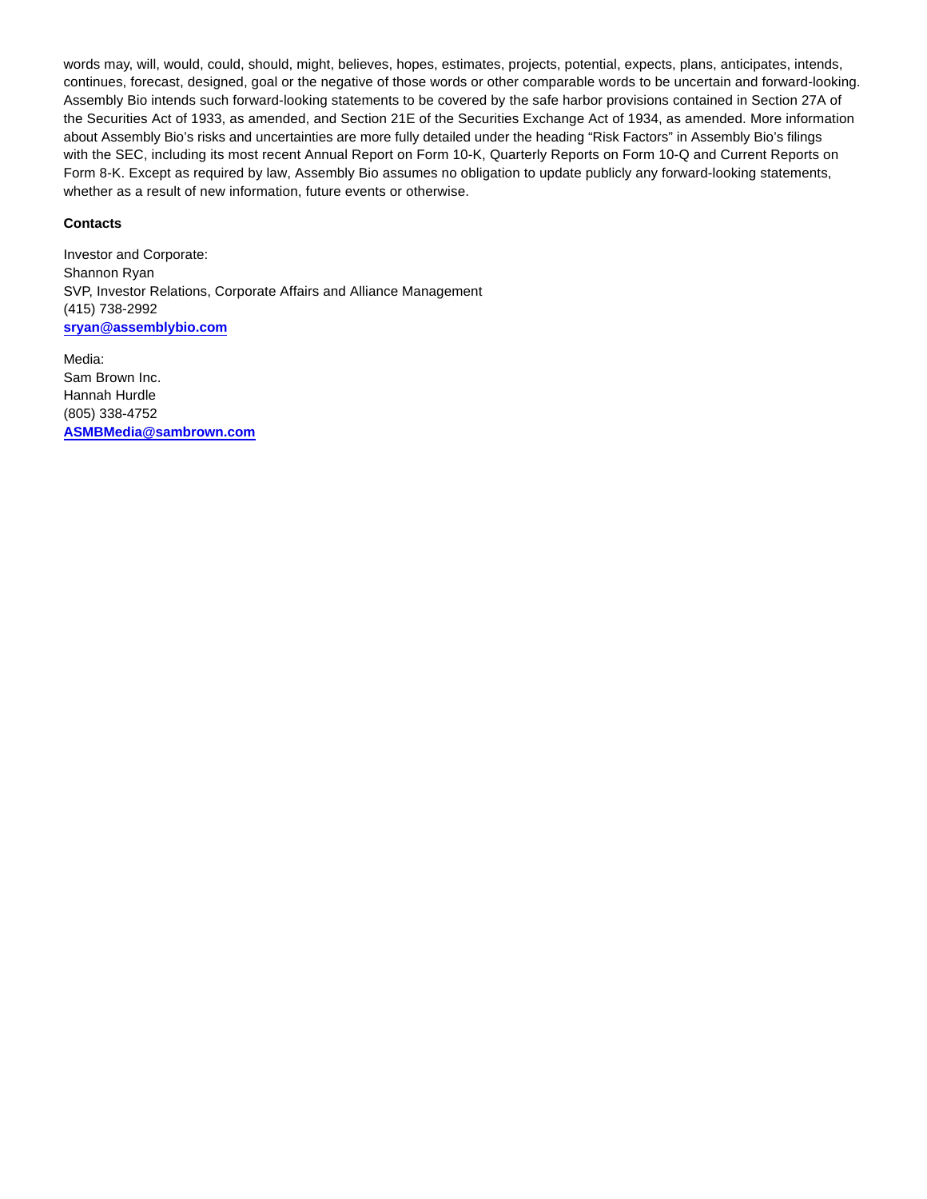words may, will, would, could, should, might, believes, hopes, estimates, projects, potential, expects, plans, anticipates, intends, continues, forecast, designed, goal or the negative of those words or other comparable words to be uncertain and forward-looking. Assembly Bio intends such forward-looking statements to be covered by the safe harbor provisions contained in Section 27A of the Securities Act of 1933, as amended, and Section 21E of the Securities Exchange Act of 1934, as amended. More information about Assembly Bio's risks and uncertainties are more fully detailed under the heading "Risk Factors" in Assembly Bio's filings with the SEC, including its most recent Annual Report on Form 10-K, Quarterly Reports on Form 10-Q and Current Reports on Form 8-K. Except as required by law, Assembly Bio assumes no obligation to update publicly any forward-looking statements, whether as a result of new information, future events or otherwise.

**Contacts**

Investor and Corporate:
Shannon Ryan
SVP, Investor Relations, Corporate Affairs and Alliance Management
(415) 738-2992
**sryan@assemblybio.com**

Media:
Sam Brown Inc.
Hannah Hurdle
(805) 338-4752
**ASMBMedia@sambrown.com**